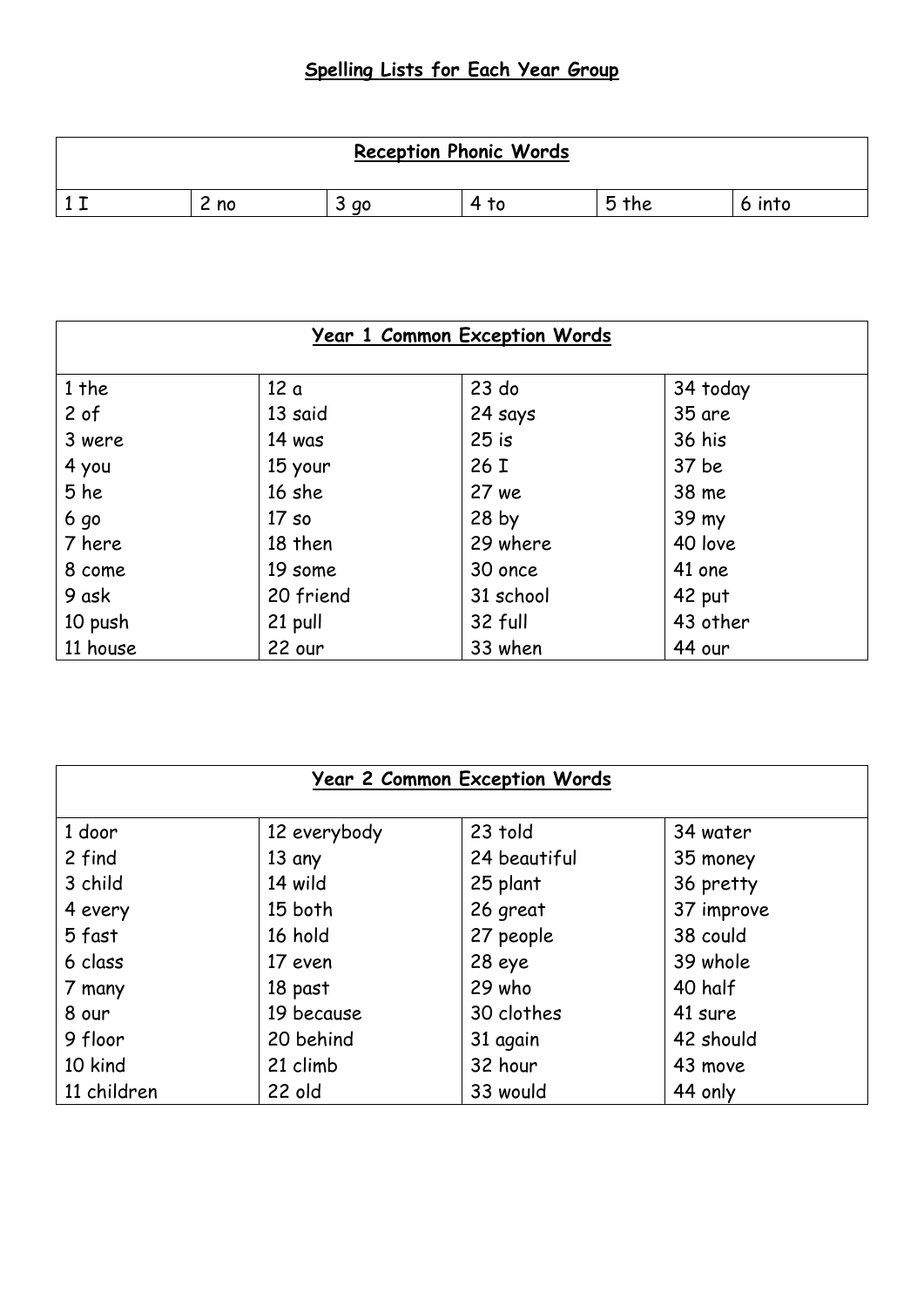# Spelling Lists for Each Year Group

| Reception Phonic Words | | | | | |
|---|---|---|---|---|---|
| 1 I | 2 no | 3 go | 4 to | 5 the | 6 into |

| Year 1 Common Exception Words | | | |
|---|---|---|---|
| 1 the | 12 a | 23 do | 34 today |
| 2 of | 13 said | 24 says | 35 are |
| 3 were | 14 was | 25 is | 36 his |
| 4 you | 15 your | 26 I | 37 be |
| 5 he | 16 she | 27 we | 38 me |
| 6 go | 17 so | 28 by | 39 my |
| 7 here | 18 then | 29 where | 40 love |
| 8 come | 19 some | 30 once | 41 one |
| 9 ask | 20 friend | 31 school | 42 put |
| 10 push | 21 pull | 32 full | 43 other |
| 11 house | 22 our | 33 when | 44 our |

| Year 2 Common Exception Words | | | |
|---|---|---|---|
| 1 door | 12 everybody | 23 told | 34 water |
| 2 find | 13 any | 24 beautiful | 35 money |
| 3 child | 14 wild | 25 plant | 36 pretty |
| 4 every | 15 both | 26 great | 37 improve |
| 5 fast | 16 hold | 27 people | 38 could |
| 6 class | 17 even | 28 eye | 39 whole |
| 7 many | 18 past | 29 who | 40 half |
| 8 our | 19 because | 30 clothes | 41 sure |
| 9 floor | 20 behind | 31 again | 42 should |
| 10 kind | 21 climb | 32 hour | 43 move |
| 11 children | 22 old | 33 would | 44 only |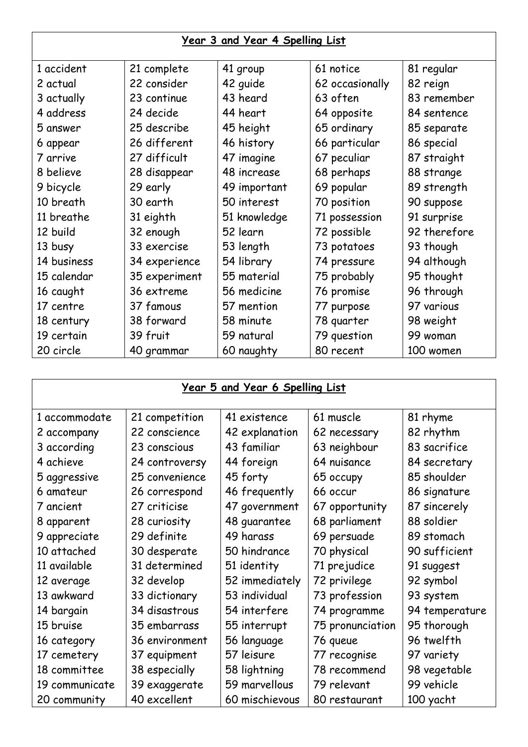## Year 3 and Year 4 Spelling List

| | | | | |
|---|---|---|---|---|
| 1 accident | 21 complete | 41 group | 61 notice | 81 regular |
| 2 actual | 22 consider | 42 guide | 62 occasionally | 82 reign |
| 3 actually | 23 continue | 43 heard | 63 often | 83 remember |
| 4 address | 24 decide | 44 heart | 64 opposite | 84 sentence |
| 5 answer | 25 describe | 45 height | 65 ordinary | 85 separate |
| 6 appear | 26 different | 46 history | 66 particular | 86 special |
| 7 arrive | 27 difficult | 47 imagine | 67 peculiar | 87 straight |
| 8 believe | 28 disappear | 48 increase | 68 perhaps | 88 strange |
| 9 bicycle | 29 early | 49 important | 69 popular | 89 strength |
| 10 breath | 30 earth | 50 interest | 70 position | 90 suppose |
| 11 breathe | 31 eighth | 51 knowledge | 71 possession | 91 surprise |
| 12 build | 32 enough | 52 learn | 72 possible | 92 therefore |
| 13 busy | 33 exercise | 53 length | 73 potatoes | 93 though |
| 14 business | 34 experience | 54 library | 74 pressure | 94 although |
| 15 calendar | 35 experiment | 55 material | 75 probably | 95 thought |
| 16 caught | 36 extreme | 56 medicine | 76 promise | 96 through |
| 17 centre | 37 famous | 57 mention | 77 purpose | 97 various |
| 18 century | 38 forward | 58 minute | 78 quarter | 98 weight |
| 19 certain | 39 fruit | 59 natural | 79 question | 99 woman |
| 20 circle | 40 grammar | 60 naughty | 80 recent | 100 women |

## Year 5 and Year 6 Spelling List

| | | | | |
|---|---|---|---|---|
| 1 accommodate | 21 competition | 41 existence | 61 muscle | 81 rhyme |
| 2 accompany | 22 conscience | 42 explanation | 62 necessary | 82 rhythm |
| 3 according | 23 conscious | 43 familiar | 63 neighbour | 83 sacrifice |
| 4 achieve | 24 controversy | 44 foreign | 64 nuisance | 84 secretary |
| 5 aggressive | 25 convenience | 45 forty | 65 occupy | 85 shoulder |
| 6 amateur | 26 correspond | 46 frequently | 66 occur | 86 signature |
| 7 ancient | 27 criticise | 47 government | 67 opportunity | 87 sincerely |
| 8 apparent | 28 curiosity | 48 guarantee | 68 parliament | 88 soldier |
| 9 appreciate | 29 definite | 49 harass | 69 persuade | 89 stomach |
| 10 attached | 30 desperate | 50 hindrance | 70 physical | 90 sufficient |
| 11 available | 31 determined | 51 identity | 71 prejudice | 91 suggest |
| 12 average | 32 develop | 52 immediately | 72 privilege | 92 symbol |
| 13 awkward | 33 dictionary | 53 individual | 73 profession | 93 system |
| 14 bargain | 34 disastrous | 54 interfere | 74 programme | 94 temperature |
| 15 bruise | 35 embarrass | 55 interrupt | 75 pronunciation | 95 thorough |
| 16 category | 36 environment | 56 language | 76 queue | 96 twelfth |
| 17 cemetery | 37 equipment | 57 leisure | 77 recognise | 97 variety |
| 18 committee | 38 especially | 58 lightning | 78 recommend | 98 vegetable |
| 19 communicate | 39 exaggerate | 59 marvellous | 79 relevant | 99 vehicle |
| 20 community | 40 excellent | 60 mischievous | 80 restaurant | 100 yacht |